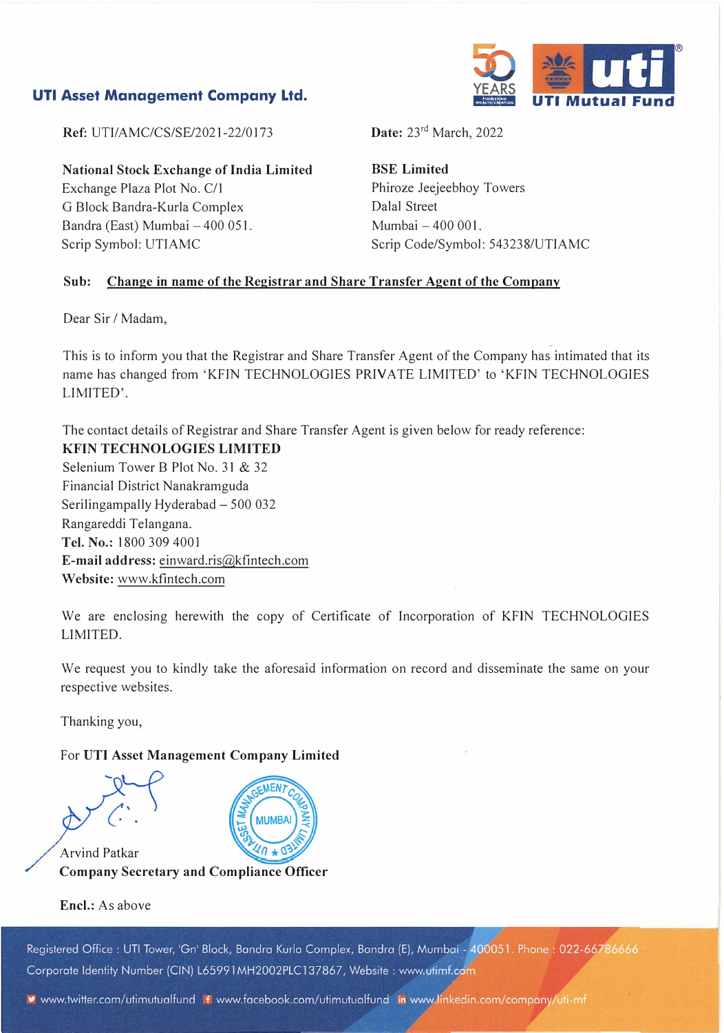**UTI Asset Management Company Ltd.**

UTI Mutual Fund

**Ref:** UTI/AMC/CS/SE/2021-22/0173

**Date:** 23rd March, 2022

**National Stock Exchange of India Limited**
Exchange Plaza Plot No. C/1
G Block Bandra-Kurla Complex
Bandra (East) Mumbai – 400 051.
Scrip Symbol: UTIAMC

**BSE Limited**
Phiroze Jeejeebhoy Towers
Dalal Street
Mumbai – 400 001.
Scrip Code/Symbol: 543238/UTIAMC

**Sub:** **Change in name of the Registrar and Share Transfer Agent of the Company**

Dear Sir / Madam,

This is to inform you that the Registrar and Share Transfer Agent of the Company has intimated that its name has changed from 'KFIN TECHNOLOGIES PRIVATE LIMITED' to 'KFIN TECHNOLOGIES LIMITED'.

The contact details of Registrar and Share Transfer Agent is given below for ready reference:

**KFIN TECHNOLOGIES LIMITED**
Selenium Tower B Plot No. 31 & 32
Financial District Nanakramguda
Serilingampally Hyderabad – 500 032
Rangareddi Telangana.
**Tel. No.:** 1800 309 4001
**E-mail address:** einward.ris@kfintech.com
**Website:** www.kfintech.com

We are enclosing herewith the copy of Certificate of Incorporation of KFIN TECHNOLOGIES LIMITED.

We request you to kindly take the aforesaid information on record and disseminate the same on your respective websites.

Thanking you,

For **UTI Asset Management Company Limited**

Arvind Patkar
**Company Secretary and Compliance Officer**

**Encl.:** As above

Registered Office : UTI Tower, 'Gn' Block, Bandra Kurla Complex, Bandra (E), Mumbai - 400051. Phone : 022-66786666
Corporate Identity Number (CIN) L65991MH2002PLC137867, Website : www.utimf.com

www.twitter.com/utimutualfund www.facebook.com/utimutualfund www.linkedin.com/company/uti-mf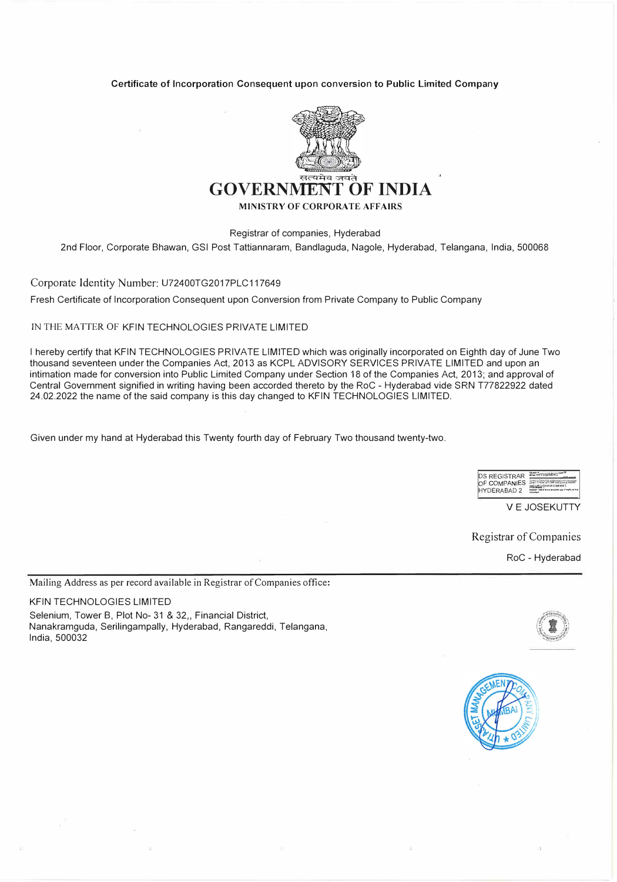**Certificate of Incorporation Consequent upon conversion to Public Limited Company**

सत्यमेव जयते

# GOVERNMENT OF INDIA

**MINISTRY OF CORPORATE AFFAIRS**

Registrar of companies, Hyderabad

2nd Floor, Corporate Bhawan, GSI Post Tattiannaram, Bandlaguda, Nagole, Hyderabad, Telangana, India, 500068

Corporate Identity Number: U72400TG2017PLC117649

Fresh Certificate of Incorporation Consequent upon Conversion from Private Company to Public Company

IN THE MATTER OF KFIN TECHNOLOGIES PRIVATE LIMITED

I hereby certify that KFIN TECHNOLOGIES PRIVATE LIMITED which was originally incorporated on Eighth day of June Two thousand seventeen under the Companies Act, 2013 as KCPL ADVISORY SERVICES PRIVATE LIMITED and upon an intimation made for conversion into Public Limited Company under Section 18 of the Companies Act, 2013; and approval of Central Government signified in writing having been accorded thereto by the RoC - Hyderabad vide SRN T77822922 dated 24.02.2022 the name of the said company is this day changed to KFIN TECHNOLOGIES LIMITED.

Given under my hand at Hyderabad this Twenty fourth day of February Two thousand twenty-two.

DS REGISTRAR OF COMPANIES HYDERABAD 2

V E JOSEKUTTY

Registrar of Companies

RoC - Hyderabad

Mailing Address as per record available in Registrar of Companies office:

KFIN TECHNOLOGIES LIMITED

Selenium, Tower B, Plot No- 31 & 32,, Financial District, Nanakramguda, Serilingampally, Hyderabad, Rangareddi, Telangana, India, 500032